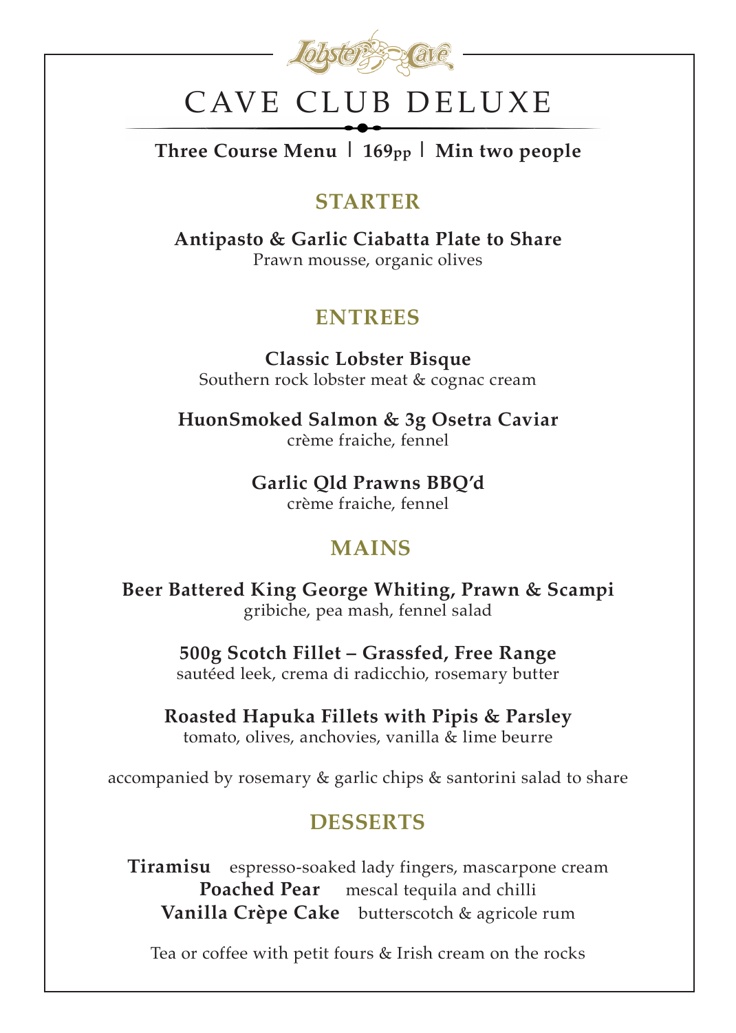# CAVE CLUB DELUXE

**Three Course Menu | 169pp | Min two people**

## STARTER

**Antipasto & Garlic Ciabatta Plate to Share**
Prawn mousse, organic olives

## ENTREES

**Classic Lobster Bisque**
Southern rock lobster meat & cognac cream

**HuonSmoked Salmon & 3g Osetra Caviar**
crème fraiche, fennel

**Garlic Qld Prawns BBQ'd**
crème fraiche, fennel

## MAINS

**Beer Battered King George Whiting, Prawn & Scampi**
gribiche, pea mash, fennel salad

**500g Scotch Fillet – Grassfed, Free Range**
sautéed leek, crema di radicchio, rosemary butter

**Roasted Hapuka Fillets with Pipis & Parsley**
tomato, olives, anchovies, vanilla & lime beurre

accompanied by rosemary & garlic chips & santorini salad to share

## DESSERTS

**Tiramisu** espresso-soaked lady fingers, mascarpone cream
**Poached Pear** mescal tequila and chilli
**Vanilla Crèpe Cake** butterscotch & agricole rum

Tea or coffee with petit fours & Irish cream on the rocks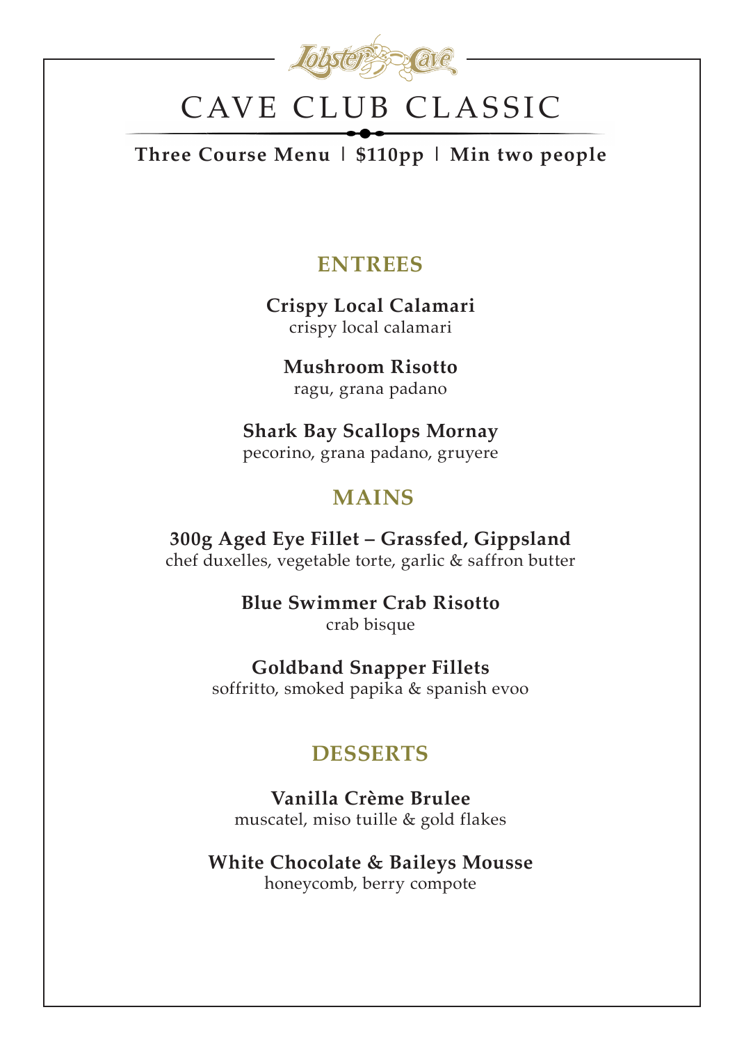# CAVE CLUB CLASSIC

**Three Course Menu | $110pp | Min two people**

## ENTREES

**Crispy Local Calamari**
crispy local calamari

**Mushroom Risotto**
ragu, grana padano

**Shark Bay Scallops Mornay**
pecorino, grana padano, gruyere

## MAINS

**300g Aged Eye Fillet – Grassfed, Gippsland**
chef duxelles, vegetable torte, garlic & saffron butter

**Blue Swimmer Crab Risotto**
crab bisque

**Goldband Snapper Fillets**
soffritto, smoked papika & spanish evoo

## DESSERTS

**Vanilla Crème Brulee**
muscatel, miso tuille & gold flakes

**White Chocolate & Baileys Mousse**
honeycomb, berry compote